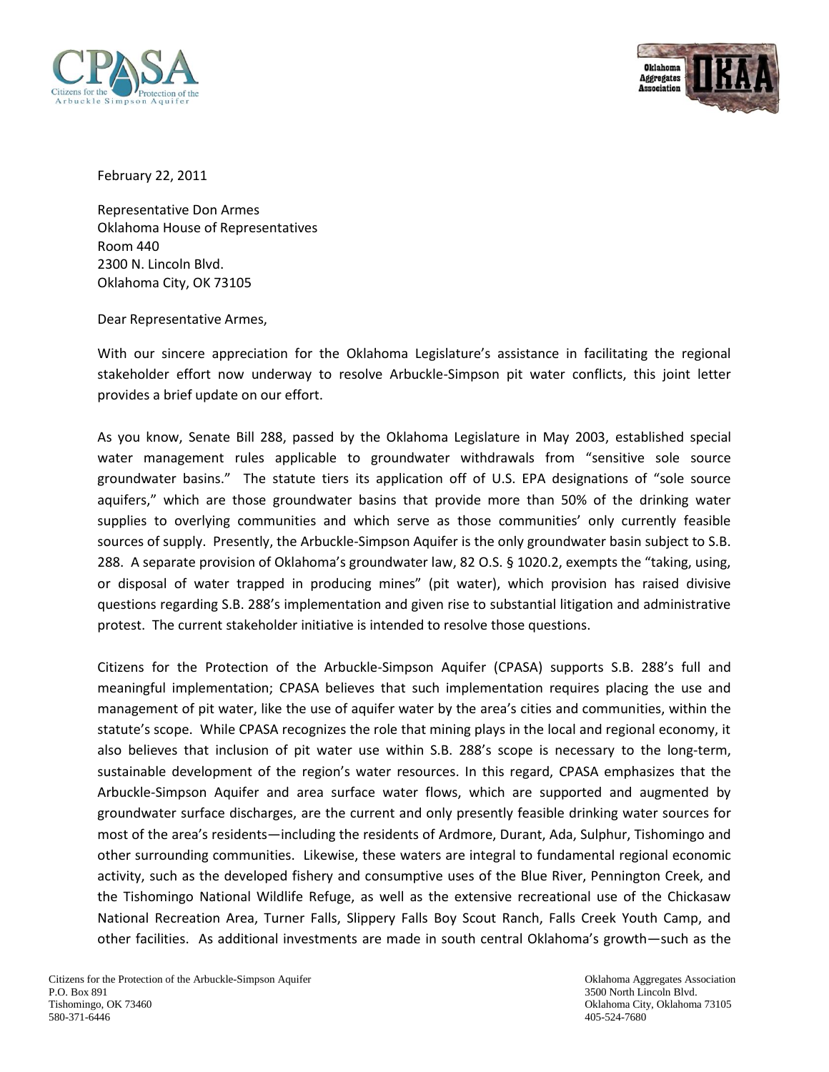February 22, 2011

Representative Don Armes
Oklahoma House of Representatives
Room 440
2300 N. Lincoln Blvd.
Oklahoma City, OK 73105

Dear Representative Armes,

With our sincere appreciation for the Oklahoma Legislature's assistance in facilitating the regional stakeholder effort now underway to resolve Arbuckle-Simpson pit water conflicts, this joint letter provides a brief update on our effort.

As you know, Senate Bill 288, passed by the Oklahoma Legislature in May 2003, established special water management rules applicable to groundwater withdrawals from "sensitive sole source groundwater basins." The statute tiers its application off of U.S. EPA designations of "sole source aquifers," which are those groundwater basins that provide more than 50% of the drinking water supplies to overlying communities and which serve as those communities' only currently feasible sources of supply. Presently, the Arbuckle-Simpson Aquifer is the only groundwater basin subject to S.B. 288. A separate provision of Oklahoma's groundwater law, 82 O.S. § 1020.2, exempts the "taking, using, or disposal of water trapped in producing mines" (pit water), which provision has raised divisive questions regarding S.B. 288's implementation and given rise to substantial litigation and administrative protest. The current stakeholder initiative is intended to resolve those questions.

Citizens for the Protection of the Arbuckle-Simpson Aquifer (CPASA) supports S.B. 288's full and meaningful implementation; CPASA believes that such implementation requires placing the use and management of pit water, like the use of aquifer water by the area's cities and communities, within the statute's scope. While CPASA recognizes the role that mining plays in the local and regional economy, it also believes that inclusion of pit water use within S.B. 288's scope is necessary to the long-term, sustainable development of the region's water resources. In this regard, CPASA emphasizes that the Arbuckle-Simpson Aquifer and area surface water flows, which are supported and augmented by groundwater surface discharges, are the current and only presently feasible drinking water sources for most of the area's residents—including the residents of Ardmore, Durant, Ada, Sulphur, Tishomingo and other surrounding communities. Likewise, these waters are integral to fundamental regional economic activity, such as the developed fishery and consumptive uses of the Blue River, Pennington Creek, and the Tishomingo National Wildlife Refuge, as well as the extensive recreational use of the Chickasaw National Recreation Area, Turner Falls, Slippery Falls Boy Scout Ranch, Falls Creek Youth Camp, and other facilities. As additional investments are made in south central Oklahoma's growth—such as the

Citizens for the Protection of the Arbuckle-Simpson Aquifer
P.O. Box 891
Tishomingo, OK 73460
580-371-6446

Oklahoma Aggregates Association
3500 North Lincoln Blvd.
Oklahoma City, Oklahoma 73105
405-524-7680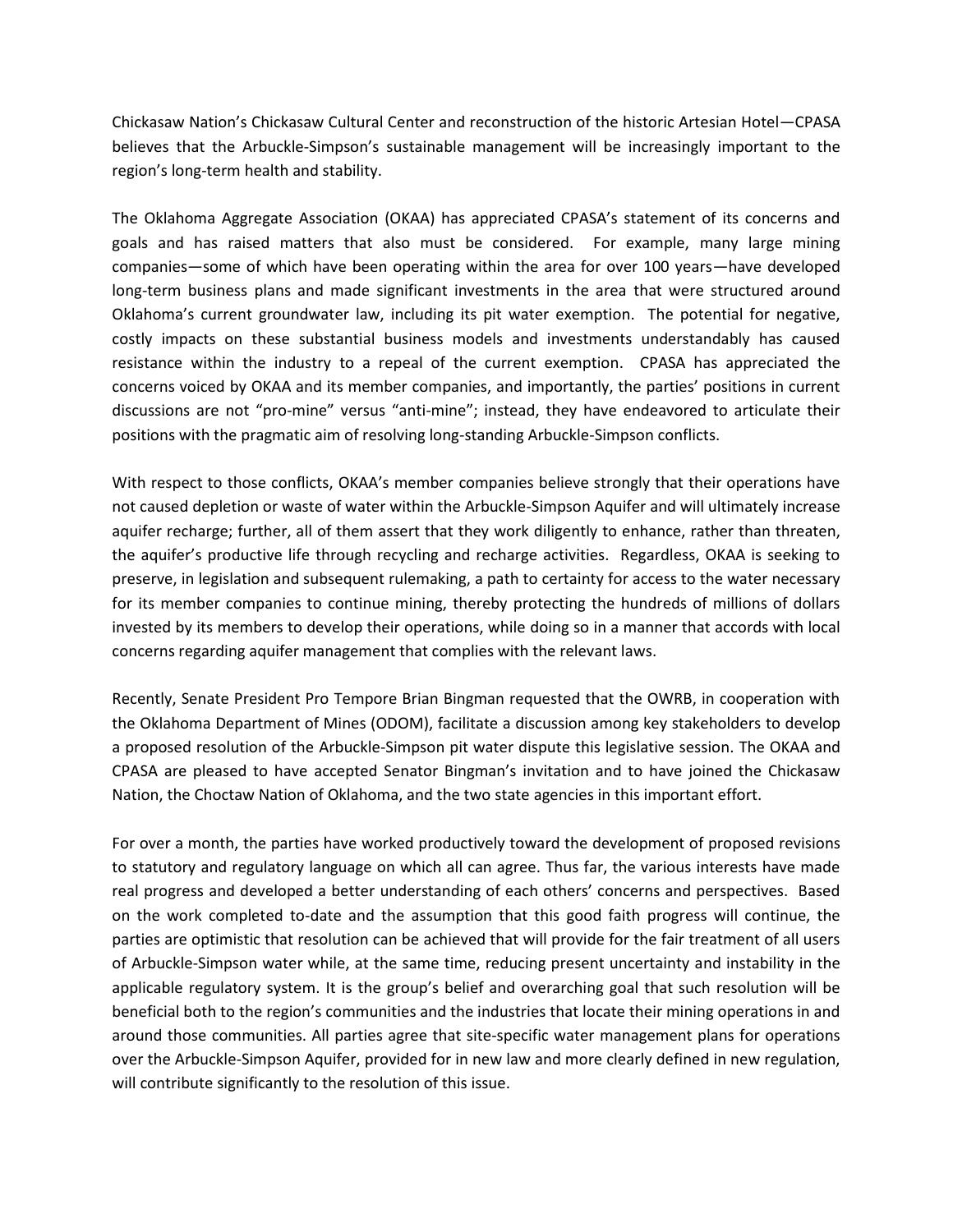Chickasaw Nation's Chickasaw Cultural Center and reconstruction of the historic Artesian Hotel—CPASA believes that the Arbuckle-Simpson's sustainable management will be increasingly important to the region's long-term health and stability.

The Oklahoma Aggregate Association (OKAA) has appreciated CPASA's statement of its concerns and goals and has raised matters that also must be considered. For example, many large mining companies—some of which have been operating within the area for over 100 years—have developed long-term business plans and made significant investments in the area that were structured around Oklahoma's current groundwater law, including its pit water exemption. The potential for negative, costly impacts on these substantial business models and investments understandably has caused resistance within the industry to a repeal of the current exemption. CPASA has appreciated the concerns voiced by OKAA and its member companies, and importantly, the parties' positions in current discussions are not "pro-mine" versus "anti-mine"; instead, they have endeavored to articulate their positions with the pragmatic aim of resolving long-standing Arbuckle-Simpson conflicts.

With respect to those conflicts, OKAA's member companies believe strongly that their operations have not caused depletion or waste of water within the Arbuckle-Simpson Aquifer and will ultimately increase aquifer recharge; further, all of them assert that they work diligently to enhance, rather than threaten, the aquifer's productive life through recycling and recharge activities. Regardless, OKAA is seeking to preserve, in legislation and subsequent rulemaking, a path to certainty for access to the water necessary for its member companies to continue mining, thereby protecting the hundreds of millions of dollars invested by its members to develop their operations, while doing so in a manner that accords with local concerns regarding aquifer management that complies with the relevant laws.

Recently, Senate President Pro Tempore Brian Bingman requested that the OWRB, in cooperation with the Oklahoma Department of Mines (ODOM), facilitate a discussion among key stakeholders to develop a proposed resolution of the Arbuckle-Simpson pit water dispute this legislative session. The OKAA and CPASA are pleased to have accepted Senator Bingman's invitation and to have joined the Chickasaw Nation, the Choctaw Nation of Oklahoma, and the two state agencies in this important effort.

For over a month, the parties have worked productively toward the development of proposed revisions to statutory and regulatory language on which all can agree. Thus far, the various interests have made real progress and developed a better understanding of each others' concerns and perspectives. Based on the work completed to-date and the assumption that this good faith progress will continue, the parties are optimistic that resolution can be achieved that will provide for the fair treatment of all users of Arbuckle-Simpson water while, at the same time, reducing present uncertainty and instability in the applicable regulatory system. It is the group's belief and overarching goal that such resolution will be beneficial both to the region's communities and the industries that locate their mining operations in and around those communities. All parties agree that site-specific water management plans for operations over the Arbuckle-Simpson Aquifer, provided for in new law and more clearly defined in new regulation, will contribute significantly to the resolution of this issue.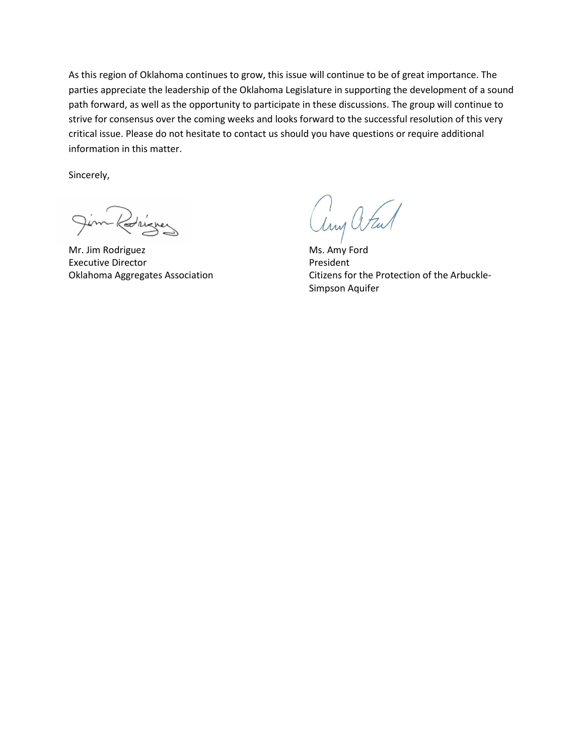As this region of Oklahoma continues to grow, this issue will continue to be of great importance. The parties appreciate the leadership of the Oklahoma Legislature in supporting the development of a sound path forward, as well as the opportunity to participate in these discussions. The group will continue to strive for consensus over the coming weeks and looks forward to the successful resolution of this very critical issue. Please do not hesitate to contact us should you have questions or require additional information in this matter.

Sincerely,

Mr. Jim Rodriguez
Executive Director
Oklahoma Aggregates Association

Ms. Amy Ford
President
Citizens for the Protection of the Arbuckle-Simpson Aquifer